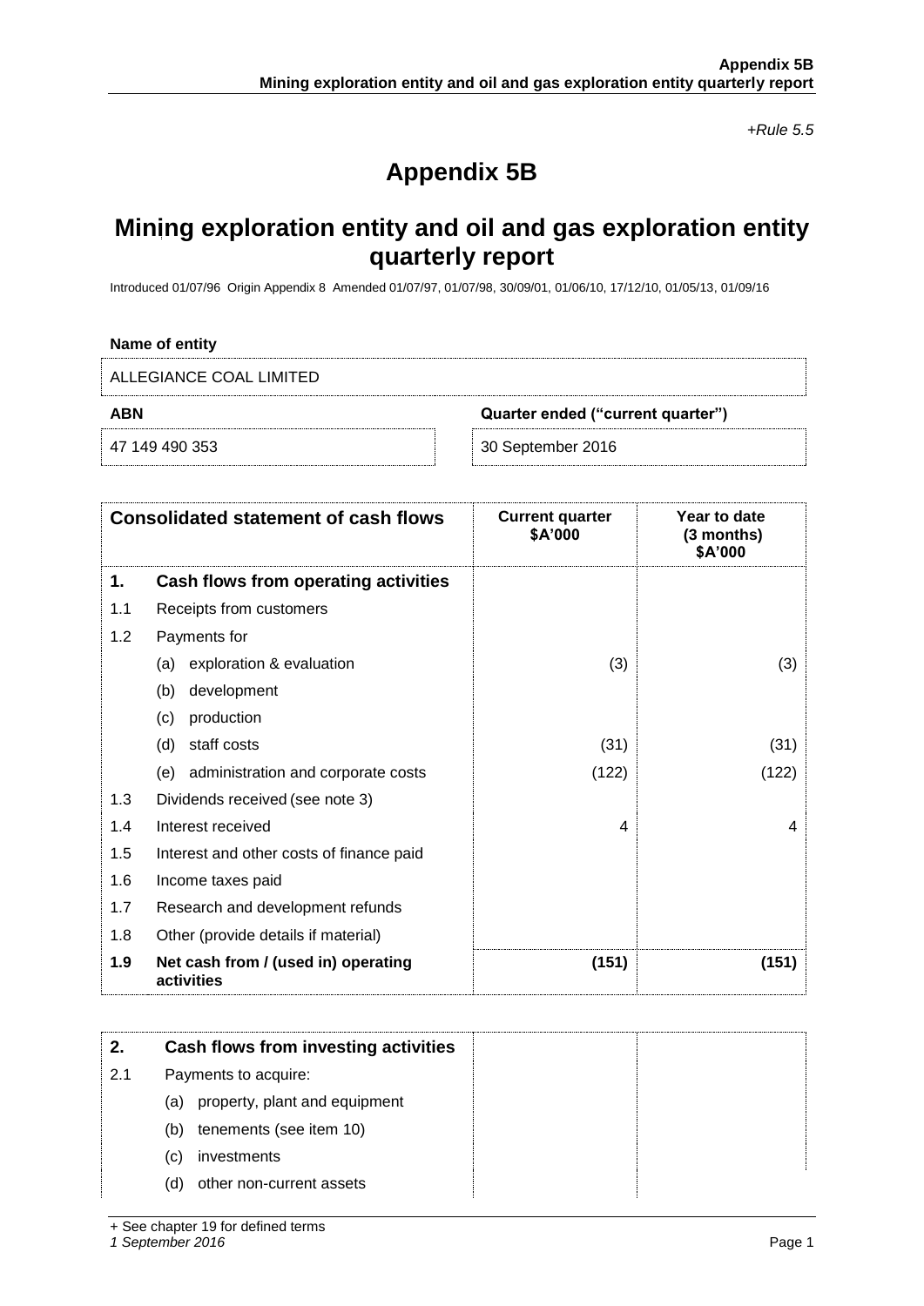*+Rule 5.5*

# Appendix 5B

## Mining exploration entity and oil and gas exploration entity quarterly report

Introduced 01/07/96 Origin Appendix 8 Amended 01/07/97, 01/07/98, 30/09/01, 01/06/10, 17/12/10, 01/05/13, 01/09/16

**Name of entity**

ALLEGIANCE COAL LIMITED

| **ABN** | **Quarter ended ("current quarter")** |
|---|---|
| 47 149 490 353 | 30 September 2016 |

| **Consolidated statement of cash flows** | | **Current quarter $A'000** | **Year to date (3 months) $A'000** |
|---|---|---|---|
| **1.** | **Cash flows from operating activities** | | |
| 1.1 | Receipts from customers | | |
| 1.2 | Payments for | | |
| | (a) exploration & evaluation | (3) | (3) |
| | (b) development | | |
| | (c) production | | |
| | (d) staff costs | (31) | (31) |
| | (e) administration and corporate costs | (122) | (122) |
| 1.3 | Dividends received (see note 3) | | |
| 1.4 | Interest received | 4 | 4 |
| 1.5 | Interest and other costs of finance paid | | |
| 1.6 | Income taxes paid | | |
| 1.7 | Research and development refunds | | |
| 1.8 | Other (provide details if material) | | |
| **1.9** | **Net cash from / (used in) operating activities** | **(151)** | **(151)** |

| **2.** | **Cash flows from investing activities** | | |
|---|---|---|---|
| 2.1 | Payments to acquire: | | |
| | (a) property, plant and equipment | | |
| | (b) tenements (see item 10) | | |
| | (c) investments | | |
| | (d) other non-current assets | | |

+ See chapter 19 for defined terms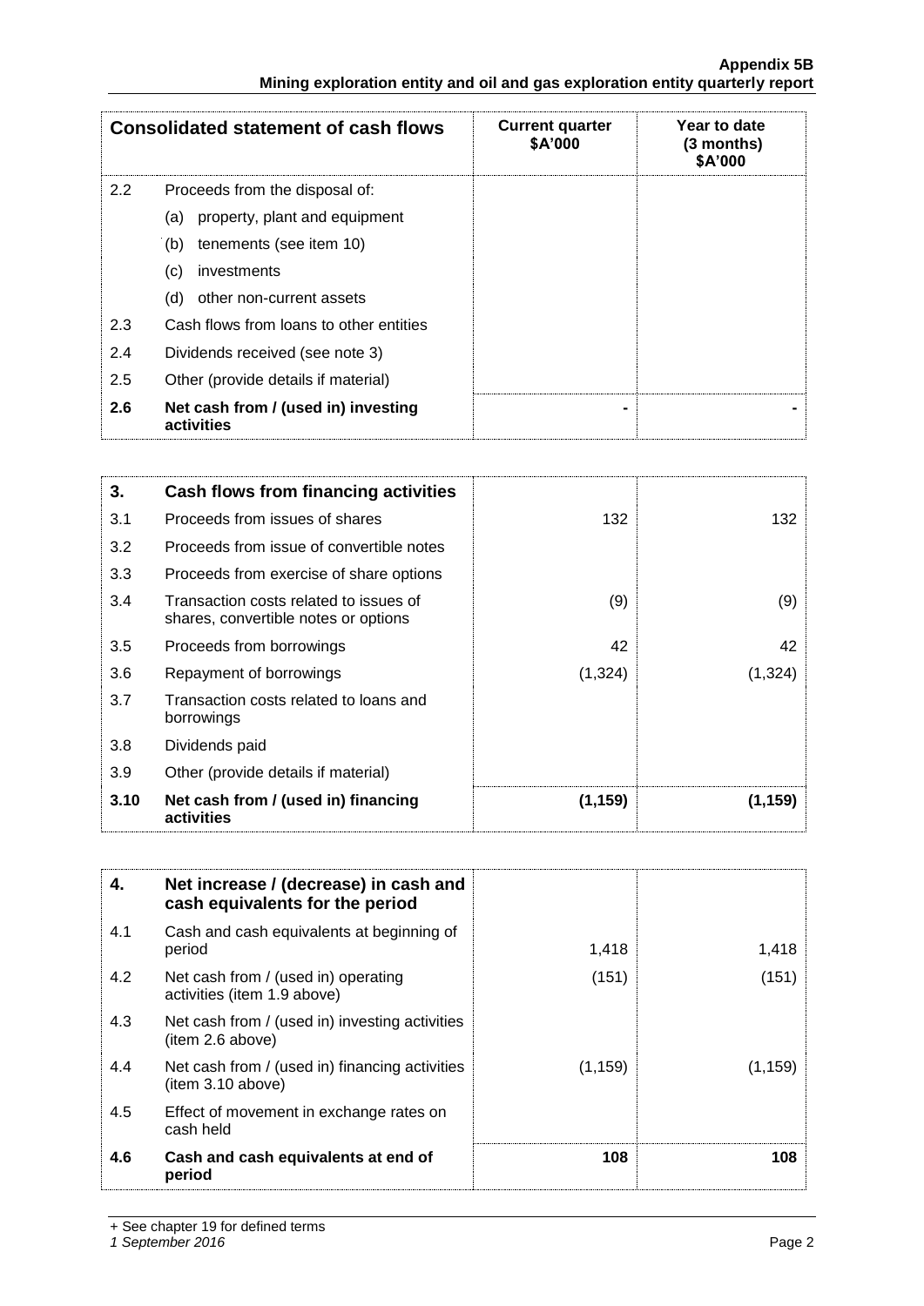| Consolidated statement of cash flows | | Current quarter \$A'000 | Year to date (3 months) \$A'000 |
|---|---|---|---|
| 2.2 | Proceeds from the disposal of: | | |
| | (a) property, plant and equipment | | |
| | (b) tenements (see item 10) | | |
| | (c) investments | | |
| | (d) other non-current assets | | |
| 2.3 | Cash flows from loans to other entities | | |
| 2.4 | Dividends received (see note 3) | | |
| 2.5 | Other (provide details if material) | | |
| **2.6** | **Net cash from / (used in) investing activities** | **-** | **-** |

| **3.** | **Cash flows from financing activities** | | |
|---|---|---|---|
| 3.1 | Proceeds from issues of shares | 132 | 132 |
| 3.2 | Proceeds from issue of convertible notes | | |
| 3.3 | Proceeds from exercise of share options | | |
| 3.4 | Transaction costs related to issues of shares, convertible notes or options | (9) | (9) |
| 3.5 | Proceeds from borrowings | 42 | 42 |
| 3.6 | Repayment of borrowings | (1,324) | (1,324) |
| 3.7 | Transaction costs related to loans and borrowings | | |
| 3.8 | Dividends paid | | |
| 3.9 | Other (provide details if material) | | |
| **3.10** | **Net cash from / (used in) financing activities** | **(1,159)** | **(1,159)** |

| **4.** | **Net increase / (decrease) in cash and cash equivalents for the period** | | |
|---|---|---|---|
| 4.1 | Cash and cash equivalents at beginning of period | 1,418 | 1,418 |
| 4.2 | Net cash from / (used in) operating activities (item 1.9 above) | (151) | (151) |
| 4.3 | Net cash from / (used in) investing activities (item 2.6 above) | | |
| 4.4 | Net cash from / (used in) financing activities (item 3.10 above) | (1,159) | (1,159) |
| 4.5 | Effect of movement in exchange rates on cash held | | |
| **4.6** | **Cash and cash equivalents at end of period** | **108** | **108** |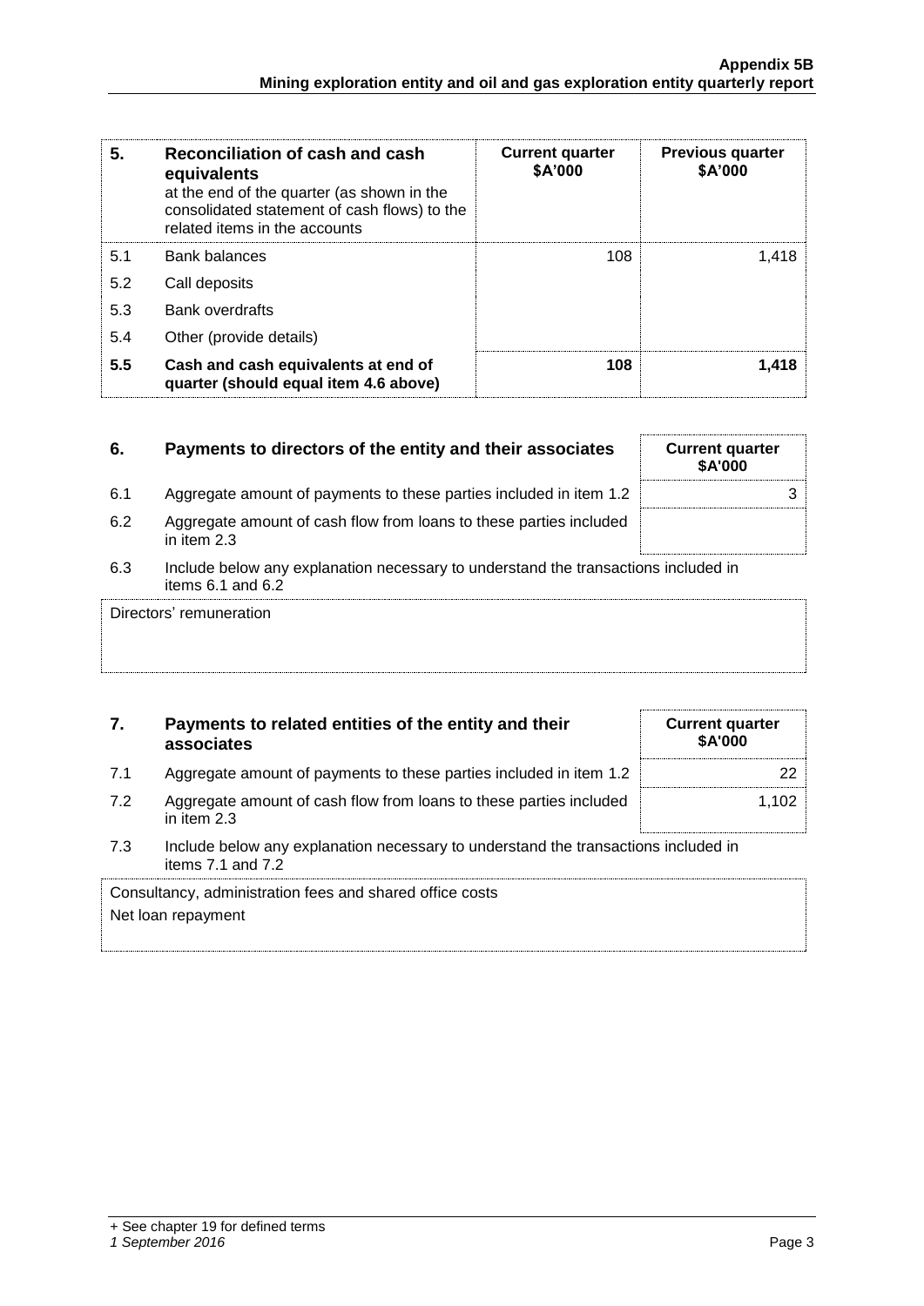| 5. | Reconciliation of cash and cash equivalents at the end of the quarter (as shown in the consolidated statement of cash flows) to the related items in the accounts | Current quarter $A'000 | Previous quarter $A'000 |
|---|---|---|---|
| 5.1 | Bank balances | 108 | 1,418 |
| 5.2 | Call deposits | | |
| 5.3 | Bank overdrafts | | |
| 5.4 | Other (provide details) | | |
| **5.5** | **Cash and cash equivalents at end of quarter (should equal item 4.6 above)** | **108** | **1,418** |

| 6. | Payments to directors of the entity and their associates | Current quarter $A'000 |
|---|---|---|
| 6.1 | Aggregate amount of payments to these parties included in item 1.2 | 3 |
| 6.2 | Aggregate amount of cash flow from loans to these parties included in item 2.3 | |

6.3 Include below any explanation necessary to understand the transactions included in items 6.1 and 6.2

Directors' remuneration

| 7. | Payments to related entities of the entity and their associates | Current quarter $A'000 |
|---|---|---|
| 7.1 | Aggregate amount of payments to these parties included in item 1.2 | 22 |
| 7.2 | Aggregate amount of cash flow from loans to these parties included in item 2.3 | 1,102 |

7.3 Include below any explanation necessary to understand the transactions included in items 7.1 and 7.2

Consultancy, administration fees and shared office costs

Net loan repayment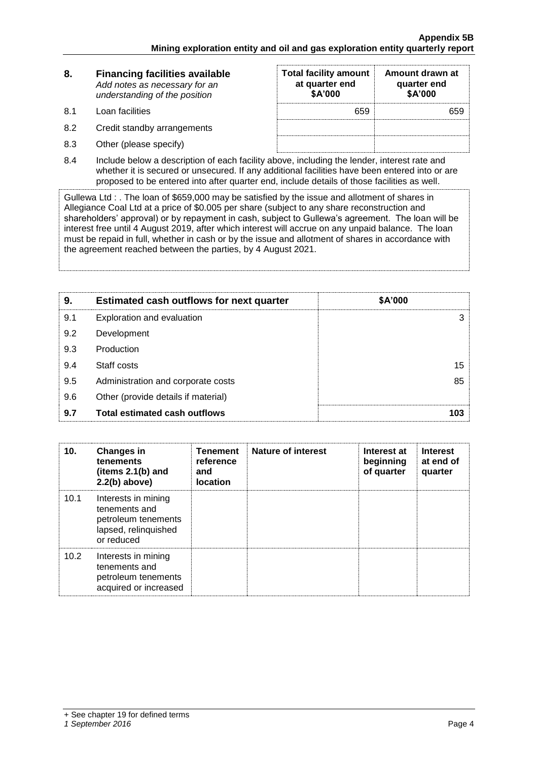| 8. | **Financing facilities available** *Add notes as necessary for an understanding of the position* | **Total facility amount at quarter end \$A'000** | **Amount drawn at quarter end \$A'000** |
|---|---|---|---|
| 8.1 | Loan facilities | 659 | 659 |
| 8.2 | Credit standby arrangements | | |
| 8.3 | Other (please specify) | | |

8.4 Include below a description of each facility above, including the lender, interest rate and whether it is secured or unsecured. If any additional facilities have been entered into or are proposed to be entered into after quarter end, include details of those facilities as well.

Gullewa Ltd : . The loan of $659,000 may be satisfied by the issue and allotment of shares in Allegiance Coal Ltd at a price of $0.005 per share (subject to any share reconstruction and shareholders' approval) or by repayment in cash, subject to Gullewa's agreement. The loan will be interest free until 4 August 2019, after which interest will accrue on any unpaid balance. The loan must be repaid in full, whether in cash or by the issue and allotment of shares in accordance with the agreement reached between the parties, by 4 August 2021.

| 9. | **Estimated cash outflows for next quarter** | **\$A'000** |
|---|---|---|
| 9.1 | Exploration and evaluation | 3 |
| 9.2 | Development | |
| 9.3 | Production | |
| 9.4 | Staff costs | 15 |
| 9.5 | Administration and corporate costs | 85 |
| 9.6 | Other (provide details if material) | |
| **9.7** | **Total estimated cash outflows** | **103** |

| 10. | **Changes in tenements (items 2.1(b) and 2.2(b) above)** | **Tenement reference and location** | **Nature of interest** | **Interest at beginning of quarter** | **Interest at end of quarter** |
|---|---|---|---|---|---|
| 10.1 | Interests in mining tenements and petroleum tenements lapsed, relinquished or reduced | | | | |
| 10.2 | Interests in mining tenements and petroleum tenements acquired or increased | | | | |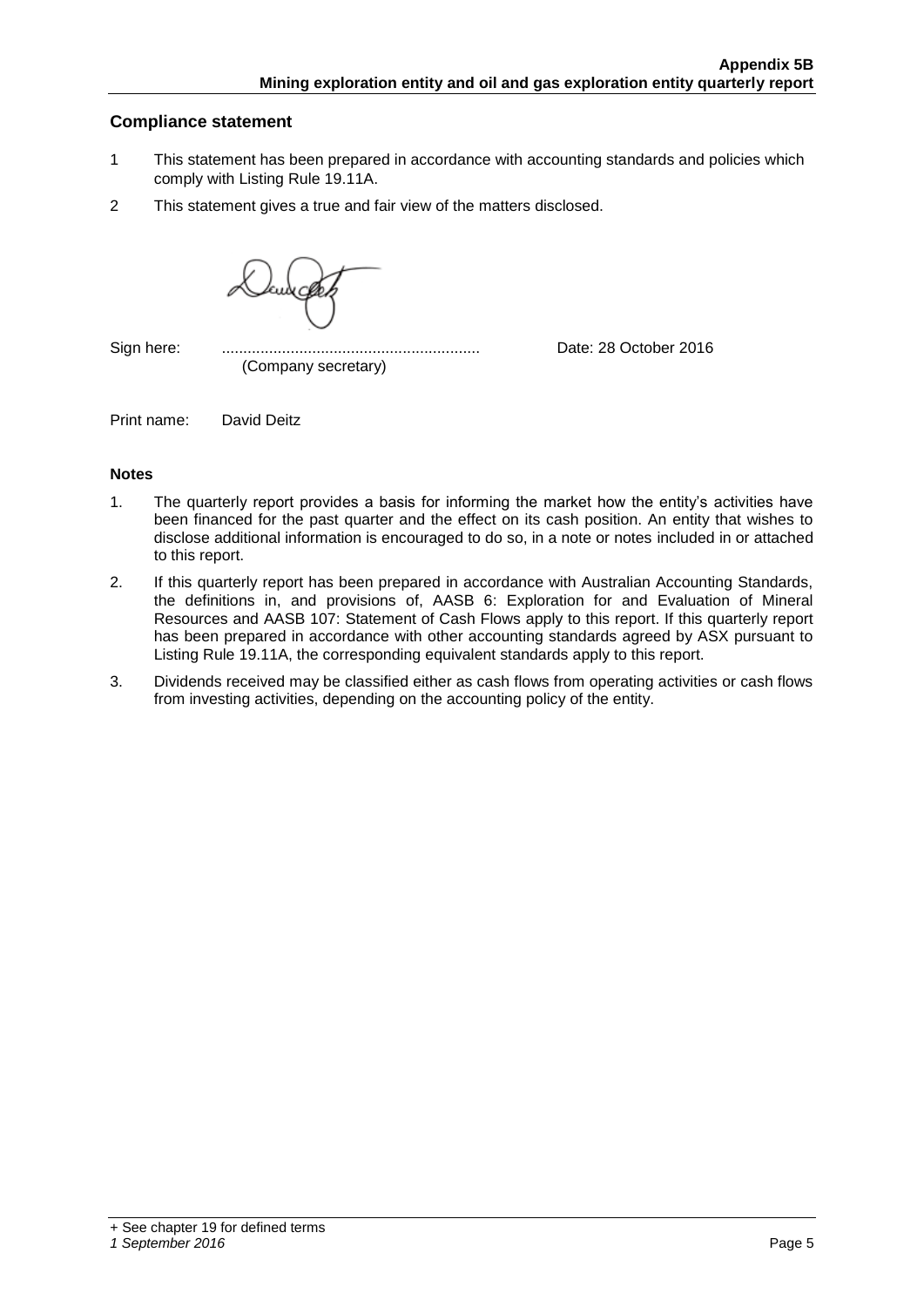## Compliance statement

1 This statement has been prepared in accordance with accounting standards and policies which comply with Listing Rule 19.11A.

2 This statement gives a true and fair view of the matters disclosed.

Sign here: ............................................................ Date: 28 October 2016
(Company secretary)

Print name: David Deitz

### Notes

1. The quarterly report provides a basis for informing the market how the entity's activities have been financed for the past quarter and the effect on its cash position. An entity that wishes to disclose additional information is encouraged to do so, in a note or notes included in or attached to this report.

2. If this quarterly report has been prepared in accordance with Australian Accounting Standards, the definitions in, and provisions of, AASB 6: Exploration for and Evaluation of Mineral Resources and AASB 107: Statement of Cash Flows apply to this report. If this quarterly report has been prepared in accordance with other accounting standards agreed by ASX pursuant to Listing Rule 19.11A, the corresponding equivalent standards apply to this report.

3. Dividends received may be classified either as cash flows from operating activities or cash flows from investing activities, depending on the accounting policy of the entity.